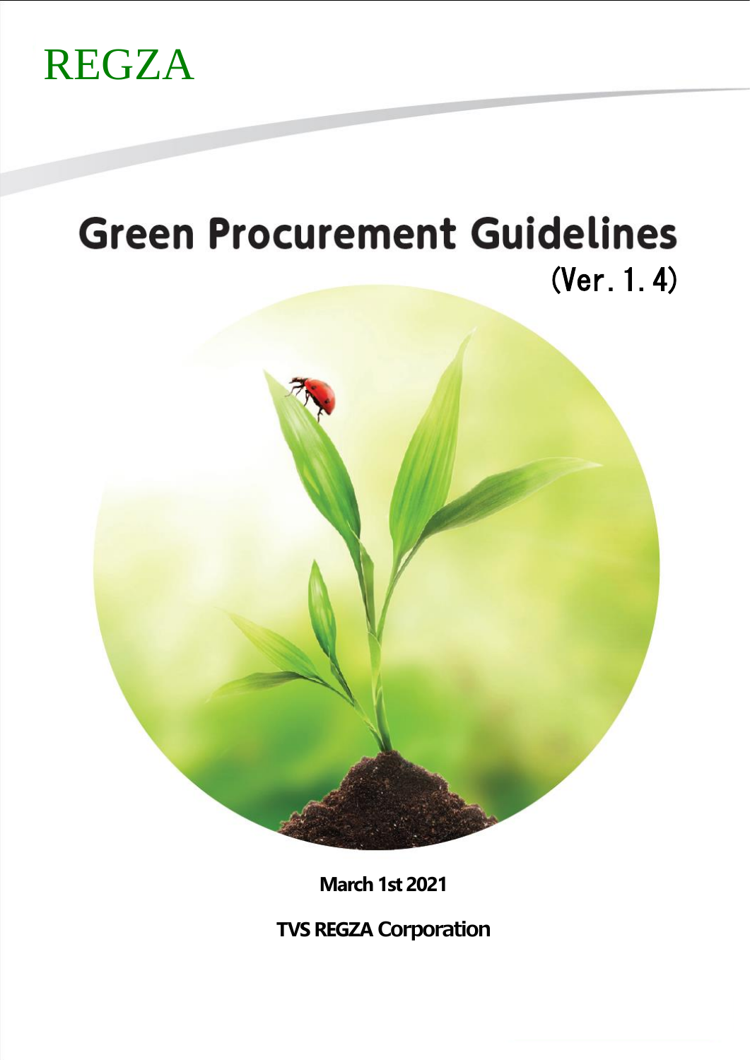REGZA

# Green Procurement Guidelines

(Ver. 1. 4)

**March 1st 2021**

**TVS REGZA Corporation**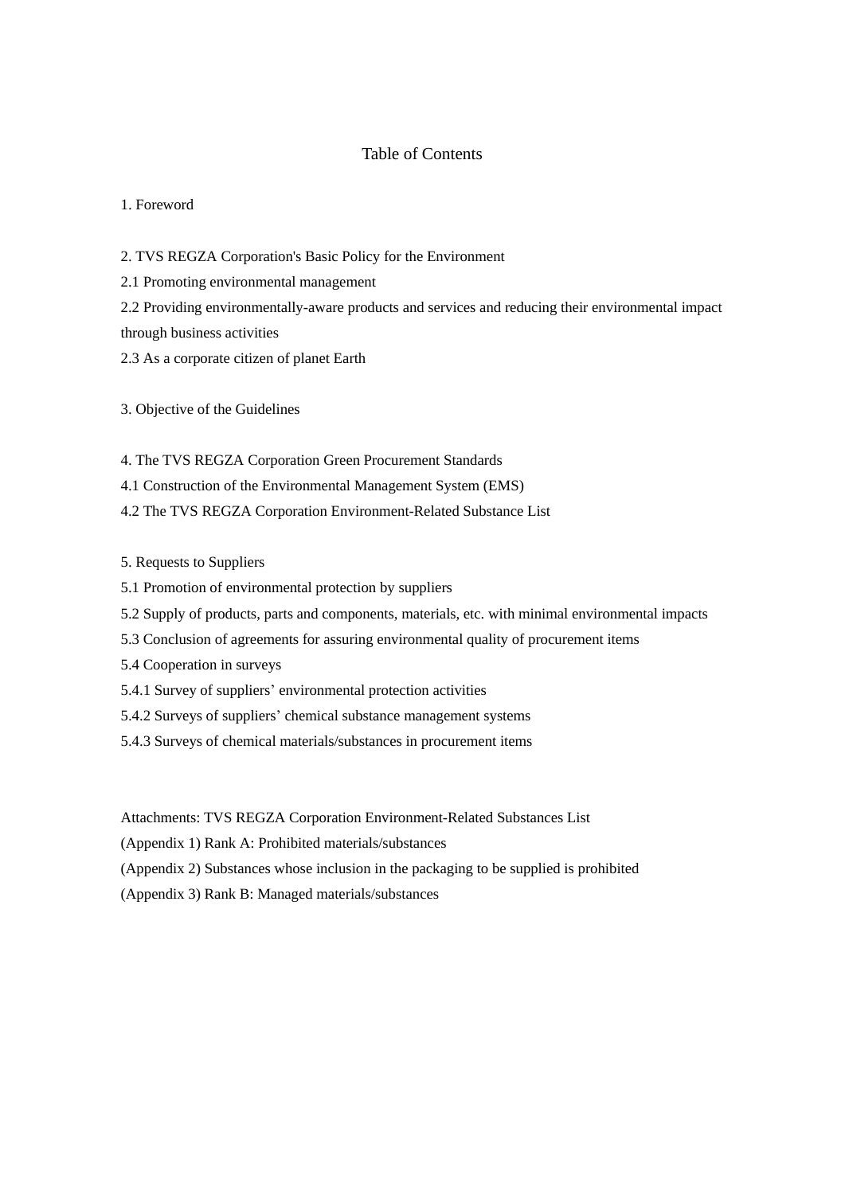# Table of Contents

1. Foreword

2. TVS REGZA Corporation's Basic Policy for the Environment
2.1 Promoting environmental management
2.2 Providing environmentally-aware products and services and reducing their environmental impact through business activities
2.3 As a corporate citizen of planet Earth

3. Objective of the Guidelines

4. The TVS REGZA Corporation Green Procurement Standards
4.1 Construction of the Environmental Management System (EMS)
4.2 The TVS REGZA Corporation Environment-Related Substance List

5. Requests to Suppliers
5.1 Promotion of environmental protection by suppliers
5.2 Supply of products, parts and components, materials, etc. with minimal environmental impacts
5.3 Conclusion of agreements for assuring environmental quality of procurement items
5.4 Cooperation in surveys
5.4.1 Survey of suppliers' environmental protection activities
5.4.2 Surveys of suppliers' chemical substance management systems
5.4.3 Surveys of chemical materials/substances in procurement items

Attachments: TVS REGZA Corporation Environment-Related Substances List
(Appendix 1) Rank A: Prohibited materials/substances
(Appendix 2) Substances whose inclusion in the packaging to be supplied is prohibited
(Appendix 3) Rank B: Managed materials/substances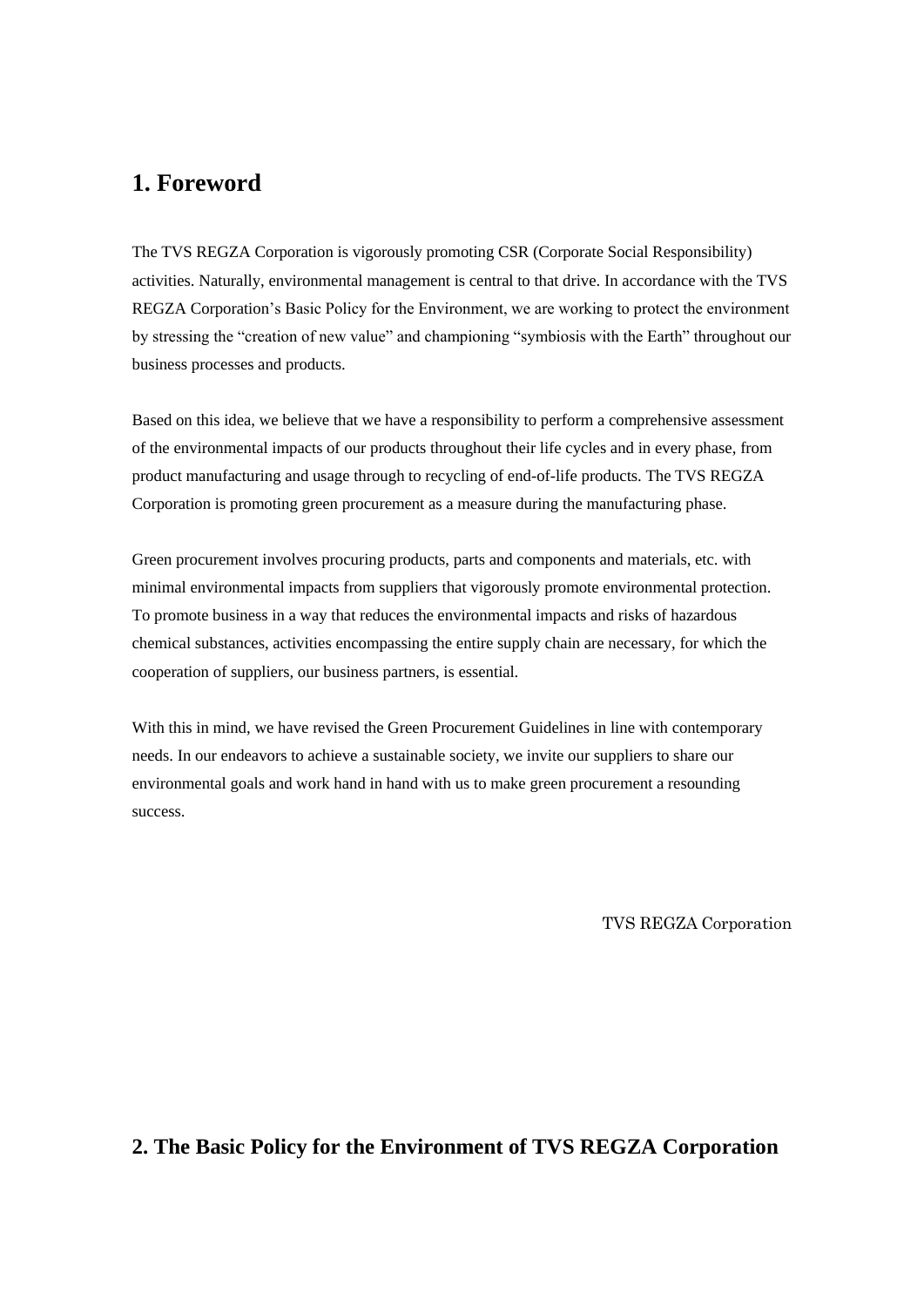## 1. Foreword

The TVS REGZA Corporation is vigorously promoting CSR (Corporate Social Responsibility) activities. Naturally, environmental management is central to that drive. In accordance with the TVS REGZA Corporation's Basic Policy for the Environment, we are working to protect the environment by stressing the "creation of new value" and championing "symbiosis with the Earth" throughout our business processes and products.

Based on this idea, we believe that we have a responsibility to perform a comprehensive assessment of the environmental impacts of our products throughout their life cycles and in every phase, from product manufacturing and usage through to recycling of end-of-life products. The TVS REGZA Corporation is promoting green procurement as a measure during the manufacturing phase.

Green procurement involves procuring products, parts and components and materials, etc. with minimal environmental impacts from suppliers that vigorously promote environmental protection. To promote business in a way that reduces the environmental impacts and risks of hazardous chemical substances, activities encompassing the entire supply chain are necessary, for which the cooperation of suppliers, our business partners, is essential.

With this in mind, we have revised the Green Procurement Guidelines in line with contemporary needs. In our endeavors to achieve a sustainable society, we invite our suppliers to share our environmental goals and work hand in hand with us to make green procurement a resounding success.

TVS REGZA Corporation

## 2. The Basic Policy for the Environment of TVS REGZA Corporation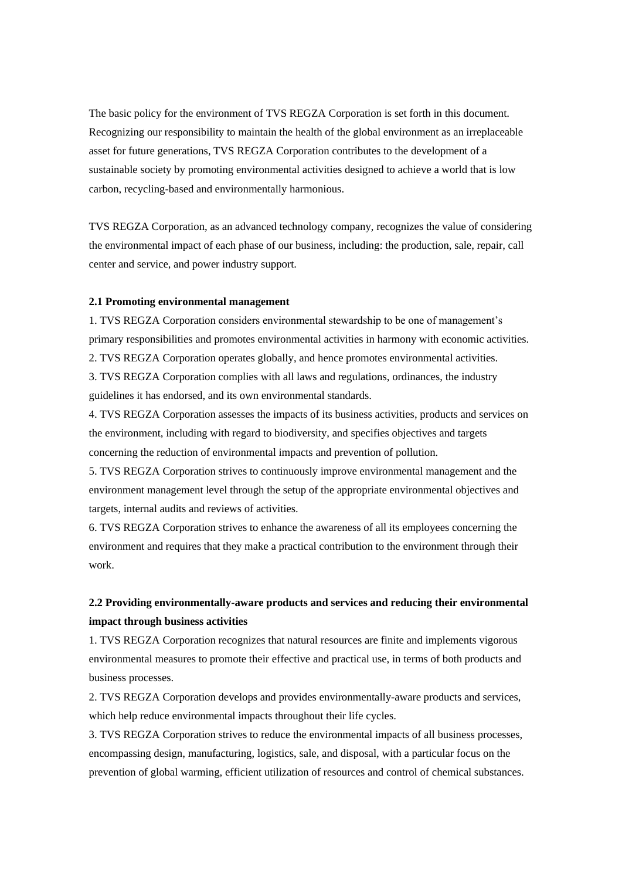The basic policy for the environment of TVS REGZA Corporation is set forth in this document. Recognizing our responsibility to maintain the health of the global environment as an irreplaceable asset for future generations, TVS REGZA Corporation contributes to the development of a sustainable society by promoting environmental activities designed to achieve a world that is low carbon, recycling-based and environmentally harmonious.

TVS REGZA Corporation, as an advanced technology company, recognizes the value of considering the environmental impact of each phase of our business, including: the production, sale, repair, call center and service, and power industry support.

**2.1 Promoting environmental management**

1. TVS REGZA Corporation considers environmental stewardship to be one of management's primary responsibilities and promotes environmental activities in harmony with economic activities.
2. TVS REGZA Corporation operates globally, and hence promotes environmental activities.
3. TVS REGZA Corporation complies with all laws and regulations, ordinances, the industry guidelines it has endorsed, and its own environmental standards.
4. TVS REGZA Corporation assesses the impacts of its business activities, products and services on the environment, including with regard to biodiversity, and specifies objectives and targets concerning the reduction of environmental impacts and prevention of pollution.
5. TVS REGZA Corporation strives to continuously improve environmental management and the environment management level through the setup of the appropriate environmental objectives and targets, internal audits and reviews of activities.
6. TVS REGZA Corporation strives to enhance the awareness of all its employees concerning the environment and requires that they make a practical contribution to the environment through their work.

**2.2 Providing environmentally-aware products and services and reducing their environmental impact through business activities**

1. TVS REGZA Corporation recognizes that natural resources are finite and implements vigorous environmental measures to promote their effective and practical use, in terms of both products and business processes.
2. TVS REGZA Corporation develops and provides environmentally-aware products and services, which help reduce environmental impacts throughout their life cycles.
3. TVS REGZA Corporation strives to reduce the environmental impacts of all business processes, encompassing design, manufacturing, logistics, sale, and disposal, with a particular focus on the prevention of global warming, efficient utilization of resources and control of chemical substances.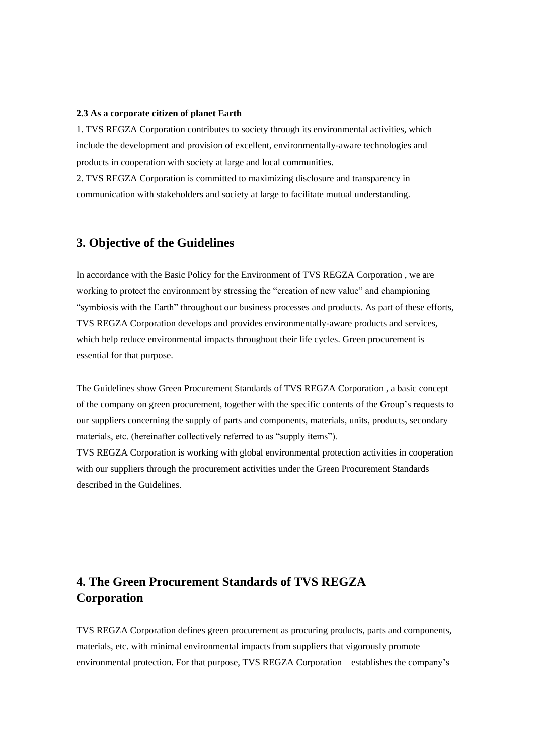**2.3 As a corporate citizen of planet Earth**

1. TVS REGZA Corporation contributes to society through its environmental activities, which include the development and provision of excellent, environmentally-aware technologies and products in cooperation with society at large and local communities.
2. TVS REGZA Corporation is committed to maximizing disclosure and transparency in communication with stakeholders and society at large to facilitate mutual understanding.

## 3. Objective of the Guidelines

In accordance with the Basic Policy for the Environment of TVS REGZA Corporation , we are working to protect the environment by stressing the "creation of new value" and championing "symbiosis with the Earth" throughout our business processes and products. As part of these efforts, TVS REGZA Corporation develops and provides environmentally-aware products and services, which help reduce environmental impacts throughout their life cycles. Green procurement is essential for that purpose.

The Guidelines show Green Procurement Standards of TVS REGZA Corporation , a basic concept of the company on green procurement, together with the specific contents of the Group's requests to our suppliers concerning the supply of parts and components, materials, units, products, secondary materials, etc. (hereinafter collectively referred to as "supply items").
TVS REGZA Corporation is working with global environmental protection activities in cooperation with our suppliers through the procurement activities under the Green Procurement Standards described in the Guidelines.

## 4. The Green Procurement Standards of TVS REGZA Corporation

TVS REGZA Corporation defines green procurement as procuring products, parts and components, materials, etc. with minimal environmental impacts from suppliers that vigorously promote environmental protection. For that purpose, TVS REGZA Corporation establishes the company's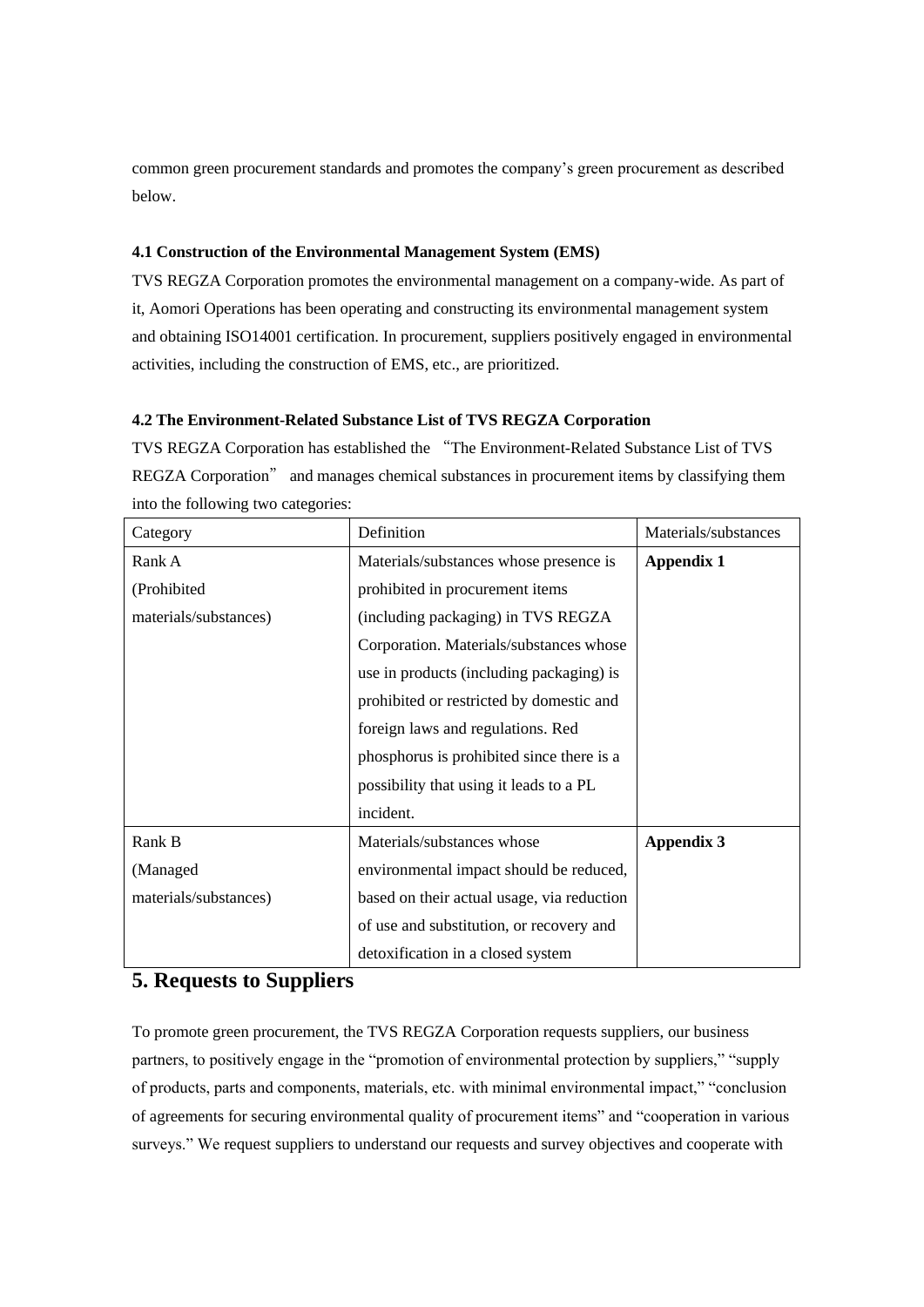common green procurement standards and promotes the company's green procurement as described below.

#### 4.1 Construction of the Environmental Management System (EMS)

TVS REGZA Corporation promotes the environmental management on a company-wide. As part of it, Aomori Operations has been operating and constructing its environmental management system and obtaining ISO14001 certification. In procurement, suppliers positively engaged in environmental activities, including the construction of EMS, etc., are prioritized.

#### 4.2 The Environment-Related Substance List of TVS REGZA Corporation

TVS REGZA Corporation has established the "The Environment-Related Substance List of TVS REGZA Corporation" and manages chemical substances in procurement items by classifying them into the following two categories:

| Category | Definition | Materials/substances |
|---|---|---|
| Rank A (Prohibited materials/substances) | Materials/substances whose presence is prohibited in procurement items (including packaging) in TVS REGZA Corporation. Materials/substances whose use in products (including packaging) is prohibited or restricted by domestic and foreign laws and regulations. Red phosphorus is prohibited since there is a possibility that using it leads to a PL incident. | **Appendix 1** |
| Rank B (Managed materials/substances) | Materials/substances whose environmental impact should be reduced, based on their actual usage, via reduction of use and substitution, or recovery and detoxification in a closed system | **Appendix 3** |

## 5. Requests to Suppliers

To promote green procurement, the TVS REGZA Corporation requests suppliers, our business partners, to positively engage in the "promotion of environmental protection by suppliers," "supply of products, parts and components, materials, etc. with minimal environmental impact," "conclusion of agreements for securing environmental quality of procurement items" and "cooperation in various surveys." We request suppliers to understand our requests and survey objectives and cooperate with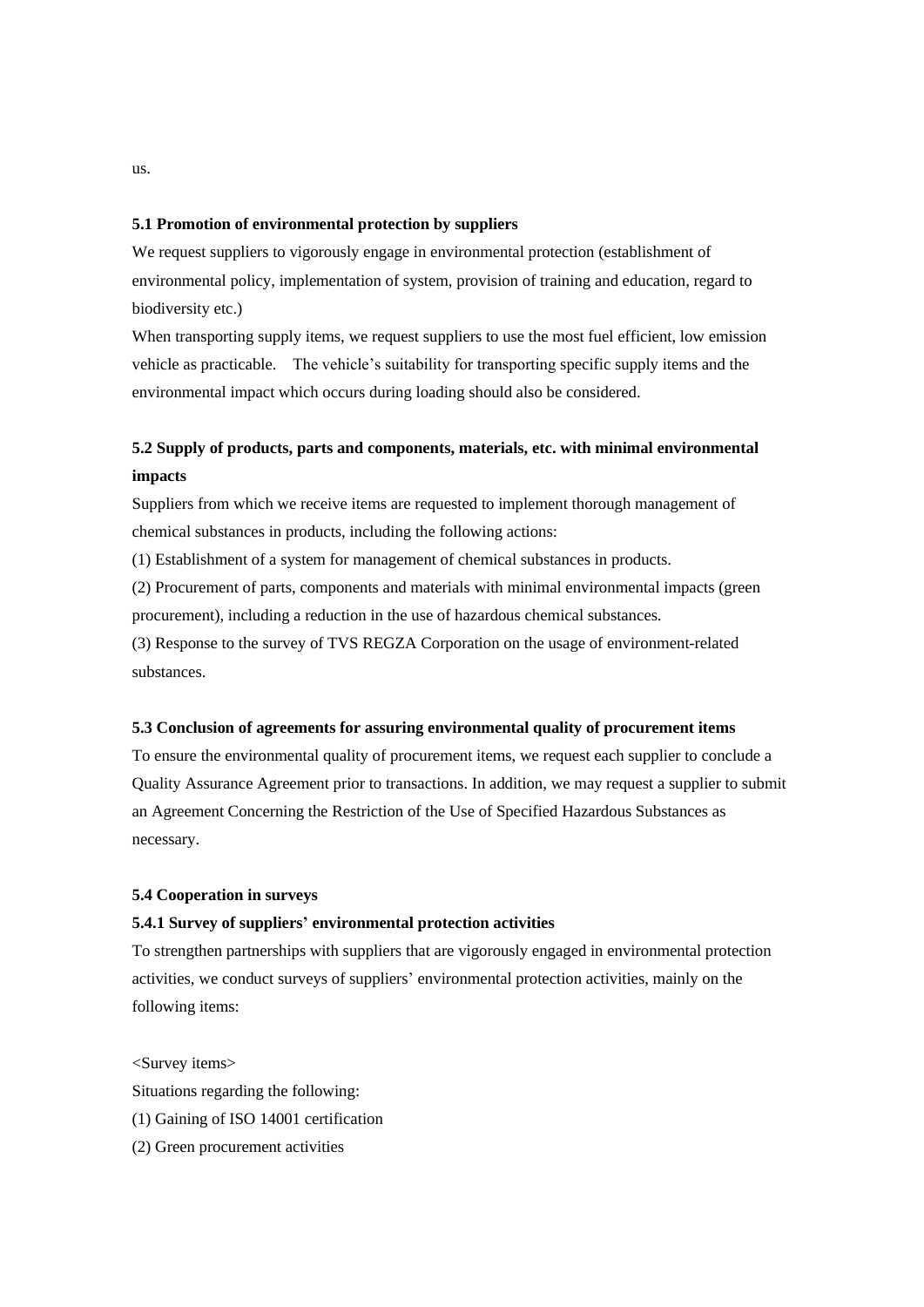us.

**5.1 Promotion of environmental protection by suppliers**

We request suppliers to vigorously engage in environmental protection (establishment of environmental policy, implementation of system, provision of training and education, regard to biodiversity etc.)

When transporting supply items, we request suppliers to use the most fuel efficient, low emission vehicle as practicable. The vehicle's suitability for transporting specific supply items and the environmental impact which occurs during loading should also be considered.

**5.2 Supply of products, parts and components, materials, etc. with minimal environmental impacts**

Suppliers from which we receive items are requested to implement thorough management of chemical substances in products, including the following actions:

(1) Establishment of a system for management of chemical substances in products.

(2) Procurement of parts, components and materials with minimal environmental impacts (green procurement), including a reduction in the use of hazardous chemical substances.

(3) Response to the survey of TVS REGZA Corporation on the usage of environment-related substances.

**5.3 Conclusion of agreements for assuring environmental quality of procurement items**

To ensure the environmental quality of procurement items, we request each supplier to conclude a Quality Assurance Agreement prior to transactions. In addition, we may request a supplier to submit an Agreement Concerning the Restriction of the Use of Specified Hazardous Substances as necessary.

**5.4 Cooperation in surveys**

**5.4.1 Survey of suppliers' environmental protection activities**

To strengthen partnerships with suppliers that are vigorously engaged in environmental protection activities, we conduct surveys of suppliers' environmental protection activities, mainly on the following items:

<Survey items>

Situations regarding the following:

(1) Gaining of ISO 14001 certification

(2) Green procurement activities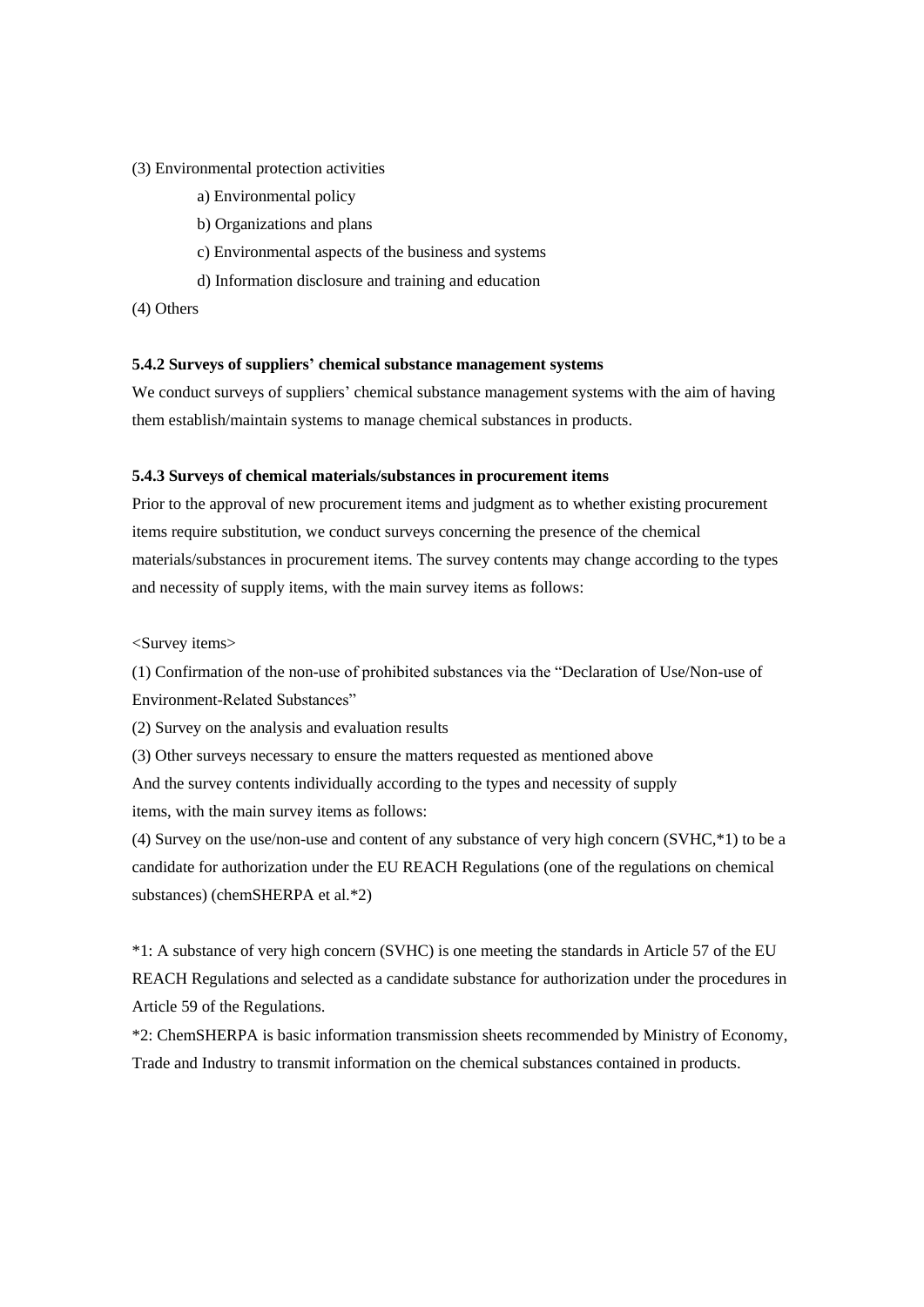(3) Environmental protection activities

a) Environmental policy

b) Organizations and plans

c) Environmental aspects of the business and systems

d) Information disclosure and training and education

(4) Others

### 5.4.2 Surveys of suppliers' chemical substance management systems

We conduct surveys of suppliers' chemical substance management systems with the aim of having them establish/maintain systems to manage chemical substances in products.

### 5.4.3 Surveys of chemical materials/substances in procurement items

Prior to the approval of new procurement items and judgment as to whether existing procurement items require substitution, we conduct surveys concerning the presence of the chemical materials/substances in procurement items. The survey contents may change according to the types and necessity of supply items, with the main survey items as follows:

<Survey items>

(1) Confirmation of the non-use of prohibited substances via the "Declaration of Use/Non-use of Environment-Related Substances"

(2) Survey on the analysis and evaluation results

(3) Other surveys necessary to ensure the matters requested as mentioned above

And the survey contents individually according to the types and necessity of supply items, with the main survey items as follows:

(4) Survey on the use/non-use and content of any substance of very high concern (SVHC,*1) to be a candidate for authorization under the EU REACH Regulations (one of the regulations on chemical substances) (chemSHERPA et al.*2)

*1: A substance of very high concern (SVHC) is one meeting the standards in Article 57 of the EU REACH Regulations and selected as a candidate substance for authorization under the procedures in Article 59 of the Regulations.

*2: ChemSHERPA is basic information transmission sheets recommended by Ministry of Economy, Trade and Industry to transmit information on the chemical substances contained in products.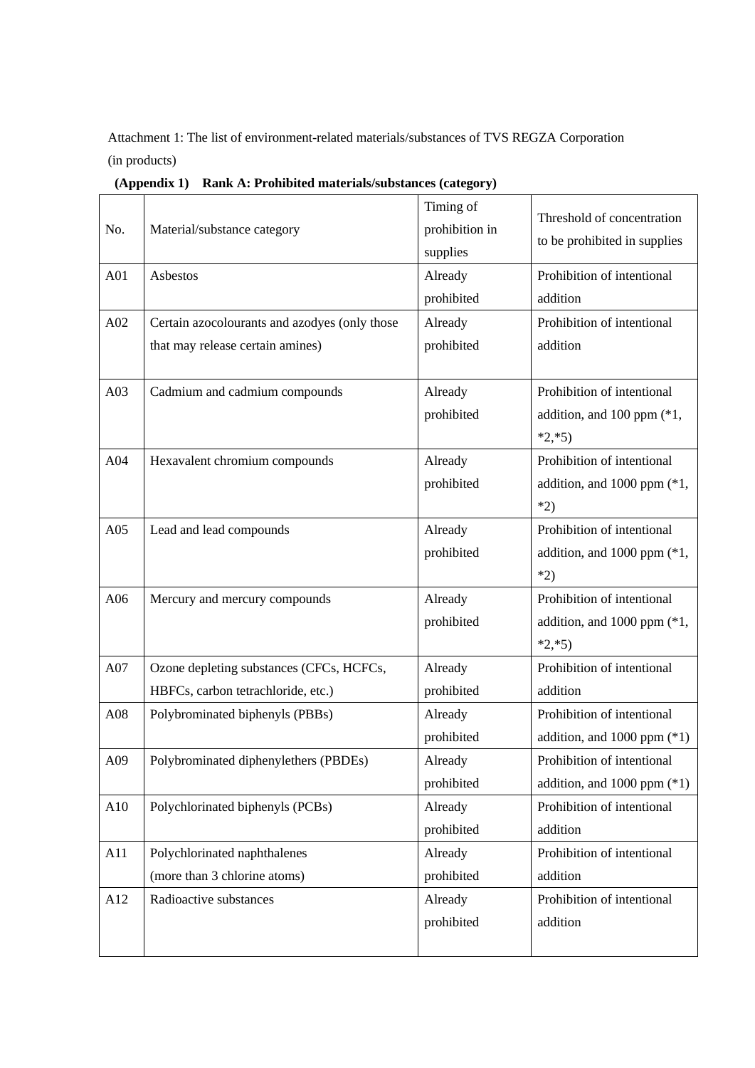Attachment 1: The list of environment-related materials/substances of TVS REGZA Corporation (in products)

**(Appendix 1) Rank A: Prohibited materials/substances (category)**

| No. | Material/substance category | Timing of prohibition in supplies | Threshold of concentration to be prohibited in supplies |
|---|---|---|---|
| A01 | Asbestos | Already prohibited | Prohibition of intentional addition |
| A02 | Certain azocolourants and azodyes (only those that may release certain amines) | Already prohibited | Prohibition of intentional addition |
| A03 | Cadmium and cadmium compounds | Already prohibited | Prohibition of intentional addition, and 100 ppm (*1, *2,*5) |
| A04 | Hexavalent chromium compounds | Already prohibited | Prohibition of intentional addition, and 1000 ppm (*1, *2) |
| A05 | Lead and lead compounds | Already prohibited | Prohibition of intentional addition, and 1000 ppm (*1, *2) |
| A06 | Mercury and mercury compounds | Already prohibited | Prohibition of intentional addition, and 1000 ppm (*1, *2,*5) |
| A07 | Ozone depleting substances (CFCs, HCFCs, HBFCs, carbon tetrachloride, etc.) | Already prohibited | Prohibition of intentional addition |
| A08 | Polybrominated biphenyls (PBBs) | Already prohibited | Prohibition of intentional addition, and 1000 ppm (*1) |
| A09 | Polybrominated diphenylethers (PBDEs) | Already prohibited | Prohibition of intentional addition, and 1000 ppm (*1) |
| A10 | Polychlorinated biphenyls (PCBs) | Already prohibited | Prohibition of intentional addition |
| A11 | Polychlorinated naphthalenes (more than 3 chlorine atoms) | Already prohibited | Prohibition of intentional addition |
| A12 | Radioactive substances | Already prohibited | Prohibition of intentional addition |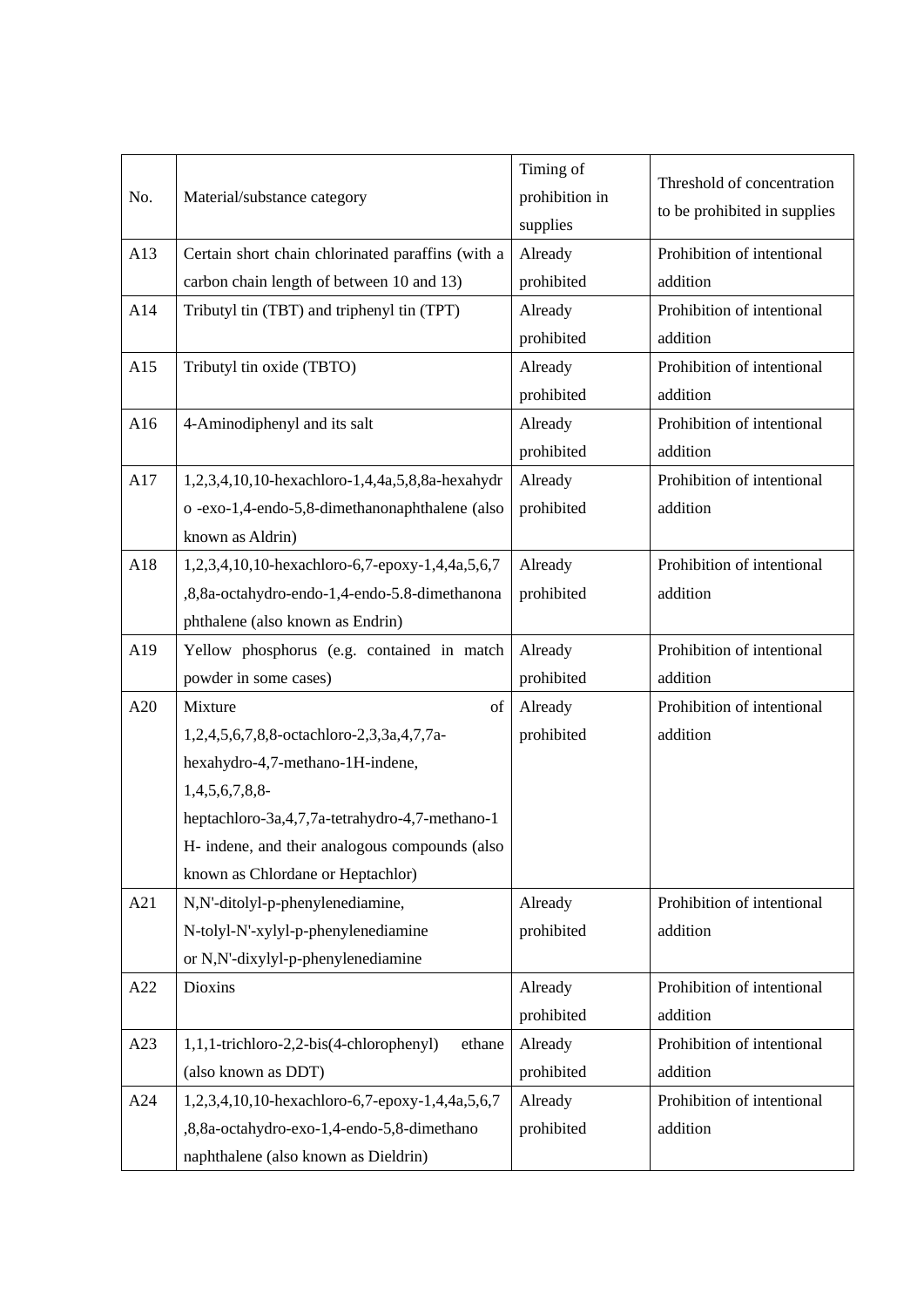| No. | Material/substance category | Timing of prohibition in supplies | Threshold of concentration to be prohibited in supplies |
| --- | --- | --- | --- |
| A13 | Certain short chain chlorinated paraffins (with a carbon chain length of between 10 and 13) | Already prohibited | Prohibition of intentional addition |
| A14 | Tributyl tin (TBT) and triphenyl tin (TPT) | Already prohibited | Prohibition of intentional addition |
| A15 | Tributyl tin oxide (TBTO) | Already prohibited | Prohibition of intentional addition |
| A16 | 4-Aminodiphenyl and its salt | Already prohibited | Prohibition of intentional addition |
| A17 | 1,2,3,4,10,10-hexachloro-1,4,4a,5,8,8a-hexahydro -exo-1,4-endo-5,8-dimethanonaphthalene (also known as Aldrin) | Already prohibited | Prohibition of intentional addition |
| A18 | 1,2,3,4,10,10-hexachloro-6,7-epoxy-1,4,4a,5,6,7,8,8a-octahydro-endo-1,4-endo-5.8-dimethanonaphthalene (also known as Endrin) | Already prohibited | Prohibition of intentional addition |
| A19 | Yellow phosphorus (e.g. contained in match powder in some cases) | Already prohibited | Prohibition of intentional addition |
| A20 | Mixture of 1,2,4,5,6,7,8,8-octachloro-2,3,3a,4,7,7a-hexahydro-4,7-methano-1H-indene, 1,4,5,6,7,8,8-heptachloro-3a,4,7,7a-tetrahydro-4,7-methano-1H- indene, and their analogous compounds (also known as Chlordane or Heptachlor) | Already prohibited | Prohibition of intentional addition |
| A21 | N,N'-ditolyl-p-phenylenediamine, N-tolyl-N'-xylyl-p-phenylenediamine or N,N'-dixylyl-p-phenylenediamine | Already prohibited | Prohibition of intentional addition |
| A22 | Dioxins | Already prohibited | Prohibition of intentional addition |
| A23 | 1,1,1-trichloro-2,2-bis(4-chlorophenyl) ethane (also known as DDT) | Already prohibited | Prohibition of intentional addition |
| A24 | 1,2,3,4,10,10-hexachloro-6,7-epoxy-1,4,4a,5,6,7,8,8a-octahydro-exo-1,4-endo-5,8-dimethano naphthalene (also known as Dieldrin) | Already prohibited | Prohibition of intentional addition |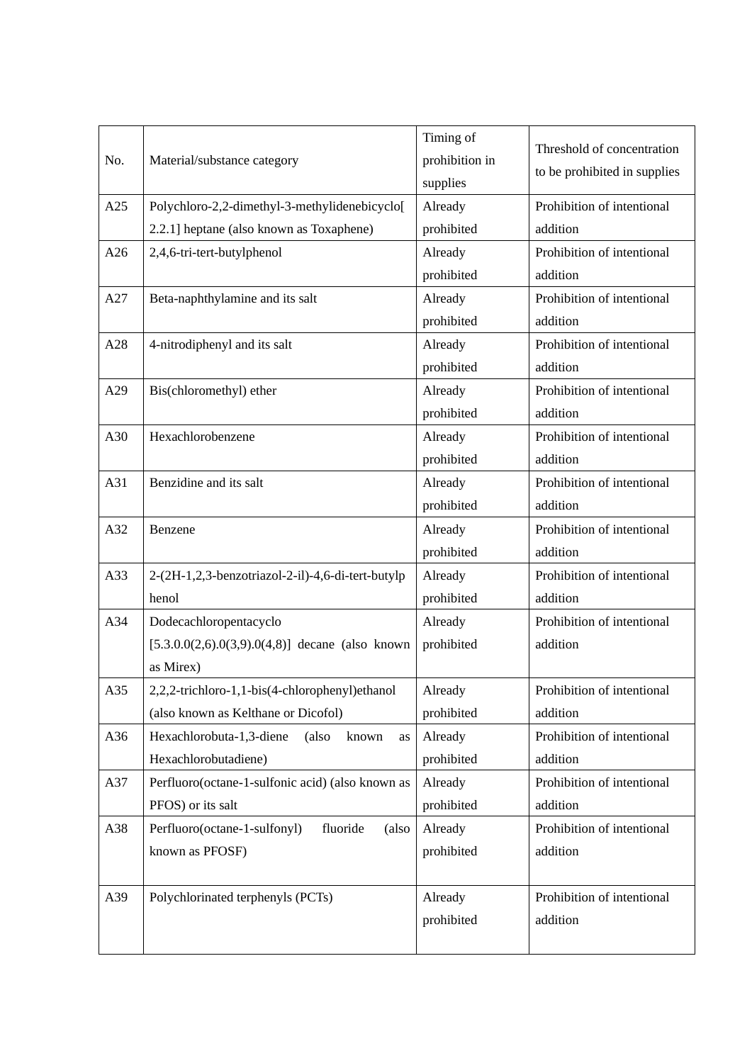| No. | Material/substance category | Timing of prohibition in supplies | Threshold of concentration to be prohibited in supplies |
| --- | --- | --- | --- |
| A25 | Polychloro-2,2-dimethyl-3-methylidenebicyclo[2.2.1] heptane (also known as Toxaphene) | Already prohibited | Prohibition of intentional addition |
| A26 | 2,4,6-tri-tert-butylphenol | Already prohibited | Prohibition of intentional addition |
| A27 | Beta-naphthylamine and its salt | Already prohibited | Prohibition of intentional addition |
| A28 | 4-nitrodiphenyl and its salt | Already prohibited | Prohibition of intentional addition |
| A29 | Bis(chloromethyl) ether | Already prohibited | Prohibition of intentional addition |
| A30 | Hexachlorobenzene | Already prohibited | Prohibition of intentional addition |
| A31 | Benzidine and its salt | Already prohibited | Prohibition of intentional addition |
| A32 | Benzene | Already prohibited | Prohibition of intentional addition |
| A33 | 2-(2H-1,2,3-benzotriazol-2-il)-4,6-di-tert-butylphenol | Already prohibited | Prohibition of intentional addition |
| A34 | Dodecachloropentacyclo [5.3.0.0(2,6).0(3,9).0(4,8)] decane (also known as Mirex) | Already prohibited | Prohibition of intentional addition |
| A35 | 2,2,2-trichloro-1,1-bis(4-chlorophenyl)ethanol (also known as Kelthane or Dicofol) | Already prohibited | Prohibition of intentional addition |
| A36 | Hexachlorobuta-1,3-diene (also known as Hexachlorobutadiene) | Already prohibited | Prohibition of intentional addition |
| A37 | Perfluoro(octane-1-sulfonic acid) (also known as PFOS) or its salt | Already prohibited | Prohibition of intentional addition |
| A38 | Perfluoro(octane-1-sulfonyl) fluoride (also known as PFOSF) | Already prohibited | Prohibition of intentional addition |
| A39 | Polychlorinated terphenyls (PCTs) | Already prohibited | Prohibition of intentional addition |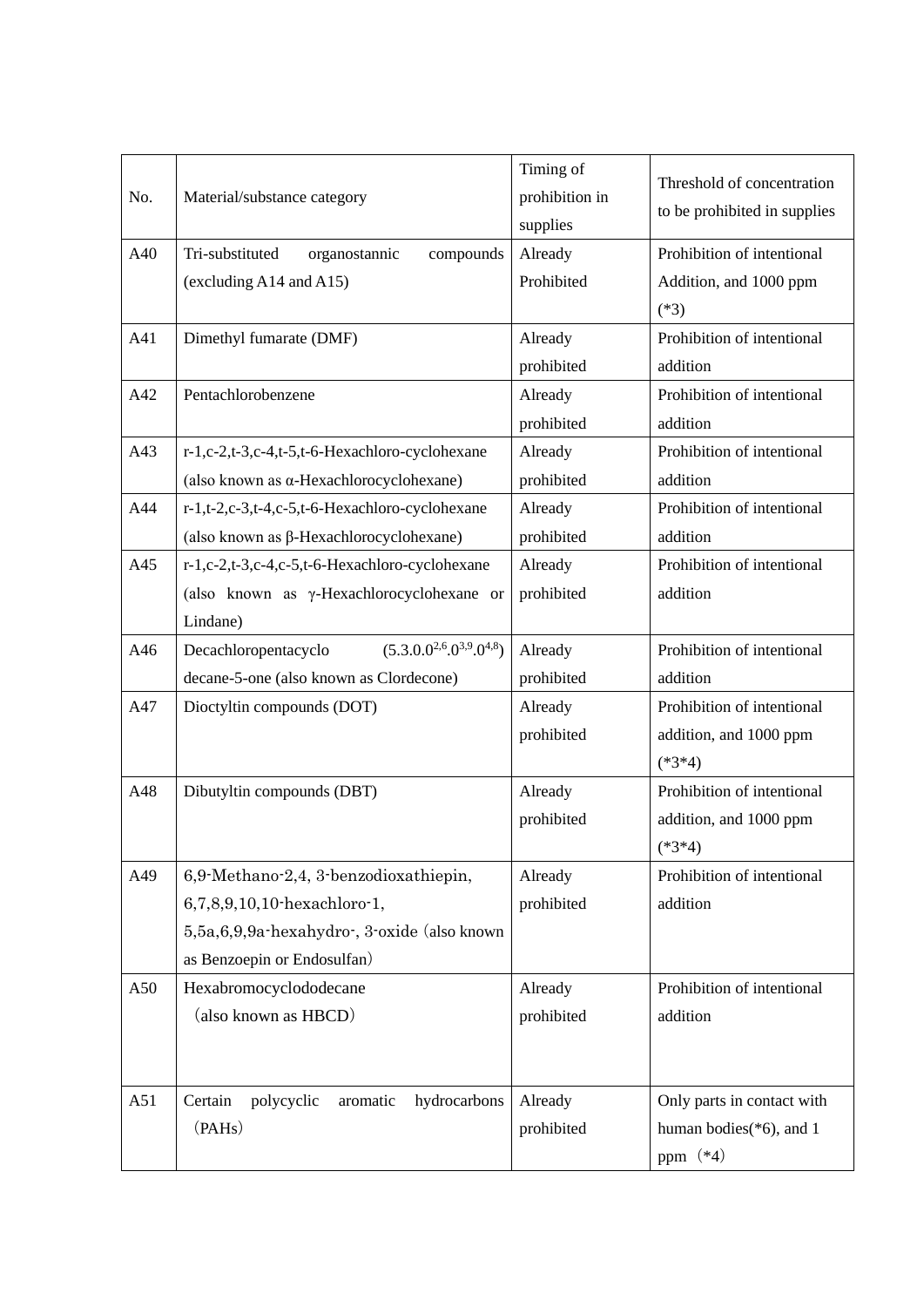| No. | Material/substance category | Timing of prohibition in supplies | Threshold of concentration to be prohibited in supplies |
|---|---|---|---|
| A40 | Tri-substituted organostannic compounds (excluding A14 and A15) | Already Prohibited | Prohibition of intentional Addition, and 1000 ppm (*3) |
| A41 | Dimethyl fumarate (DMF) | Already prohibited | Prohibition of intentional addition |
| A42 | Pentachlorobenzene | Already prohibited | Prohibition of intentional addition |
| A43 | r-1,c-2,t-3,c-4,t-5,t-6-Hexachloro-cyclohexane (also known as α-Hexachlorocyclohexane) | Already prohibited | Prohibition of intentional addition |
| A44 | r-1,t-2,c-3,t-4,c-5,t-6-Hexachloro-cyclohexane (also known as β-Hexachlorocyclohexane) | Already prohibited | Prohibition of intentional addition |
| A45 | r-1,c-2,t-3,c-4,c-5,t-6-Hexachloro-cyclohexane (also known as γ-Hexachlorocyclohexane or Lindane) | Already prohibited | Prohibition of intentional addition |
| A46 | Decachloropentacyclo $(5.3.0.0^{2,6}.0^{3,9}.0^{4,8})$ decane-5-one (also known as Clordecone) | Already prohibited | Prohibition of intentional addition |
| A47 | Dioctyltin compounds (DOT) | Already prohibited | Prohibition of intentional addition, and 1000 ppm (*3*4) |
| A48 | Dibutyltin compounds (DBT) | Already prohibited | Prohibition of intentional addition, and 1000 ppm (*3*4) |
| A49 | 6,9-Methano-2,4, 3-benzodioxathiepin, 6,7,8,9,10,10-hexachloro-1, 5,5a,6,9,9a-hexahydro-, 3-oxide (also known as Benzoepin or Endosulfan) | Already prohibited | Prohibition of intentional addition |
| A50 | Hexabromocyclododecane (also known as HBCD) | Already prohibited | Prohibition of intentional addition |
| A51 | Certain polycyclic aromatic hydrocarbons (PAHs) | Already prohibited | Only parts in contact with human bodies(*6), and 1 ppm (*4) |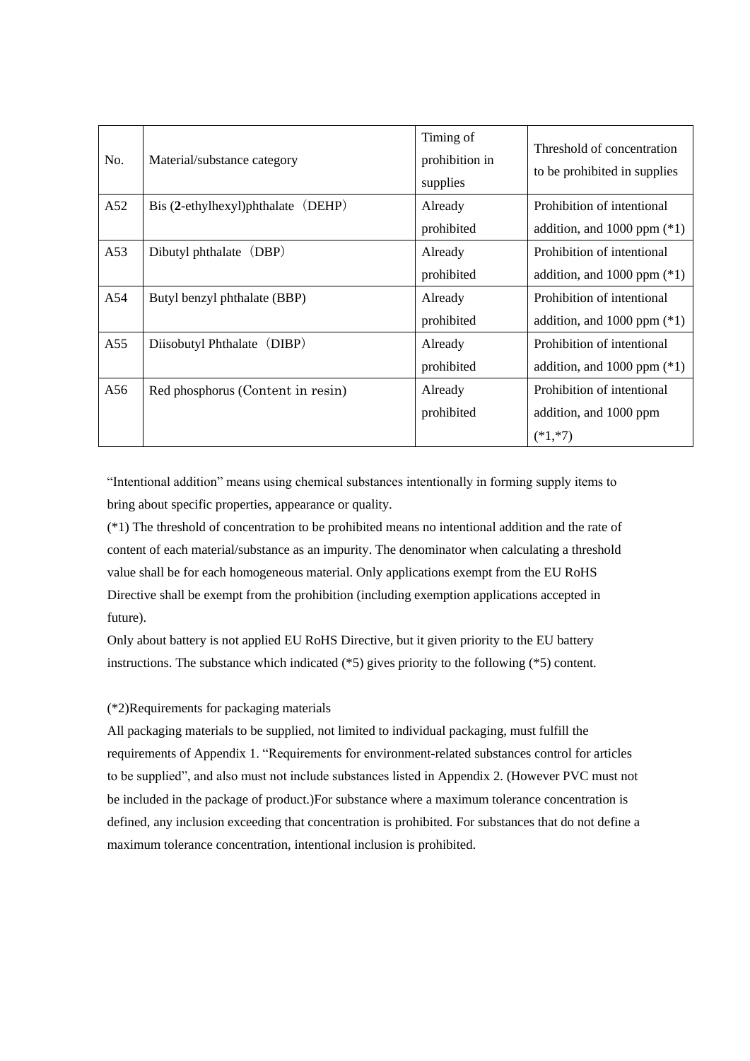| No. | Material/substance category | Timing of prohibition in supplies | Threshold of concentration to be prohibited in supplies |
| --- | --- | --- | --- |
| A52 | Bis (**2**-ethylhexyl)phthalate（DEHP） | Already prohibited | Prohibition of intentional addition, and 1000 ppm (*1) |
| A53 | Dibutyl phthalate（DBP） | Already prohibited | Prohibition of intentional addition, and 1000 ppm (*1) |
| A54 | Butyl benzyl phthalate (BBP) | Already prohibited | Prohibition of intentional addition, and 1000 ppm (*1) |
| A55 | Diisobutyl Phthalate（DIBP） | Already prohibited | Prohibition of intentional addition, and 1000 ppm (*1) |
| A56 | Red phosphorus (Content in resin) | Already prohibited | Prohibition of intentional addition, and 1000 ppm (*1,*7) |

"Intentional addition" means using chemical substances intentionally in forming supply items to bring about specific properties, appearance or quality.

(*1) The threshold of concentration to be prohibited means no intentional addition and the rate of content of each material/substance as an impurity. The denominator when calculating a threshold value shall be for each homogeneous material. Only applications exempt from the EU RoHS Directive shall be exempt from the prohibition (including exemption applications accepted in future).

Only about battery is not applied EU RoHS Directive, but it given priority to the EU battery instructions. The substance which indicated (*5) gives priority to the following (*5) content.

(*2)Requirements for packaging materials

All packaging materials to be supplied, not limited to individual packaging, must fulfill the requirements of Appendix 1. "Requirements for environment-related substances control for articles to be supplied", and also must not include substances listed in Appendix 2. (However PVC must not be included in the package of product.)For substance where a maximum tolerance concentration is defined, any inclusion exceeding that concentration is prohibited. For substances that do not define a maximum tolerance concentration, intentional inclusion is prohibited.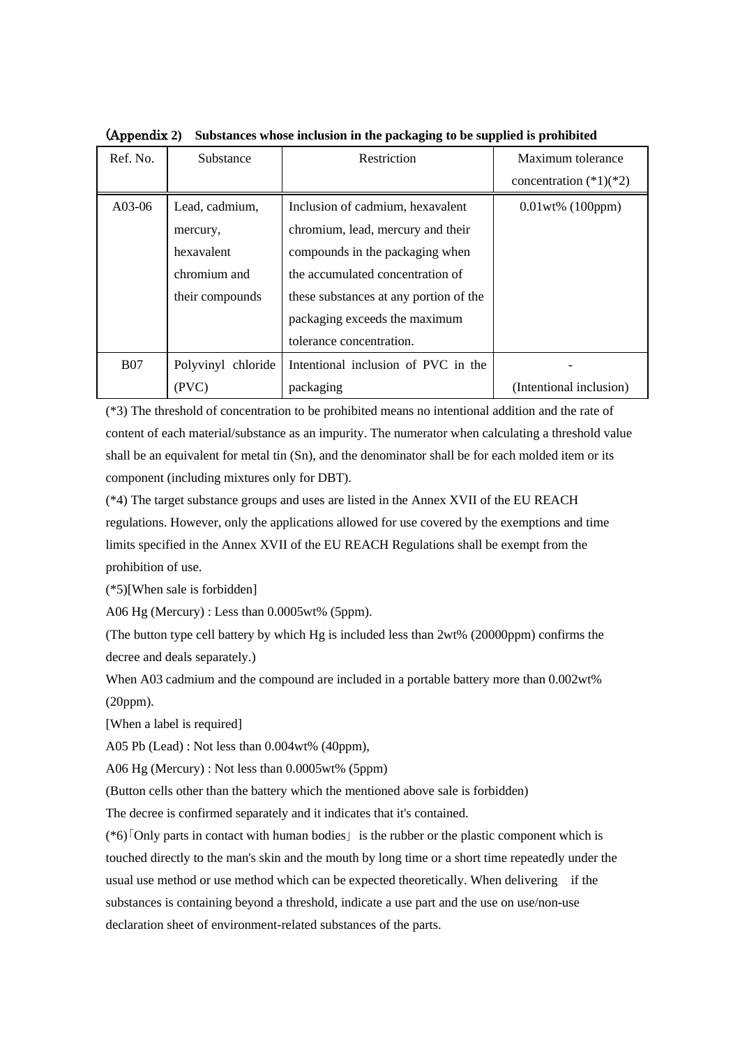**(Appendix 2)　Substances whose inclusion in the packaging to be supplied is prohibited**

| Ref. No. | Substance | Restriction | Maximum tolerance concentration (*1)(*2) |
|---|---|---|---|
| A03-06 | Lead, cadmium, mercury, hexavalent chromium and their compounds | Inclusion of cadmium, hexavalent chromium, lead, mercury and their compounds in the packaging when the accumulated concentration of these substances at any portion of the packaging exceeds the maximum tolerance concentration. | 0.01wt% (100ppm) |
| B07 | Polyvinyl chloride (PVC) | Intentional inclusion of PVC in the packaging | - (Intentional inclusion) |

(*3) The threshold of concentration to be prohibited means no intentional addition and the rate of content of each material/substance as an impurity. The numerator when calculating a threshold value shall be an equivalent for metal tin (Sn), and the denominator shall be for each molded item or its component (including mixtures only for DBT).

(*4) The target substance groups and uses are listed in the Annex XVII of the EU REACH regulations. However, only the applications allowed for use covered by the exemptions and time limits specified in the Annex XVII of the EU REACH Regulations shall be exempt from the prohibition of use.

(*5)[When sale is forbidden]

A06 Hg (Mercury) : Less than 0.0005wt% (5ppm).

(The button type cell battery by which Hg is included less than 2wt% (20000ppm) confirms the decree and deals separately.)

When A03 cadmium and the compound are included in a portable battery more than 0.002wt% (20ppm).

[When a label is required]

A05 Pb (Lead) : Not less than 0.004wt% (40ppm),

A06 Hg (Mercury) : Not less than 0.0005wt% (5ppm)

(Button cells other than the battery which the mentioned above sale is forbidden)

The decree is confirmed separately and it indicates that it's contained.

(*6)「Only parts in contact with human bodies」 is the rubber or the plastic component which is touched directly to the man's skin and the mouth by long time or a short time repeatedly under the usual use method or use method which can be expected theoretically. When delivering　if the substances is containing beyond a threshold, indicate a use part and the use on use/non-use declaration sheet of environment-related substances of the parts.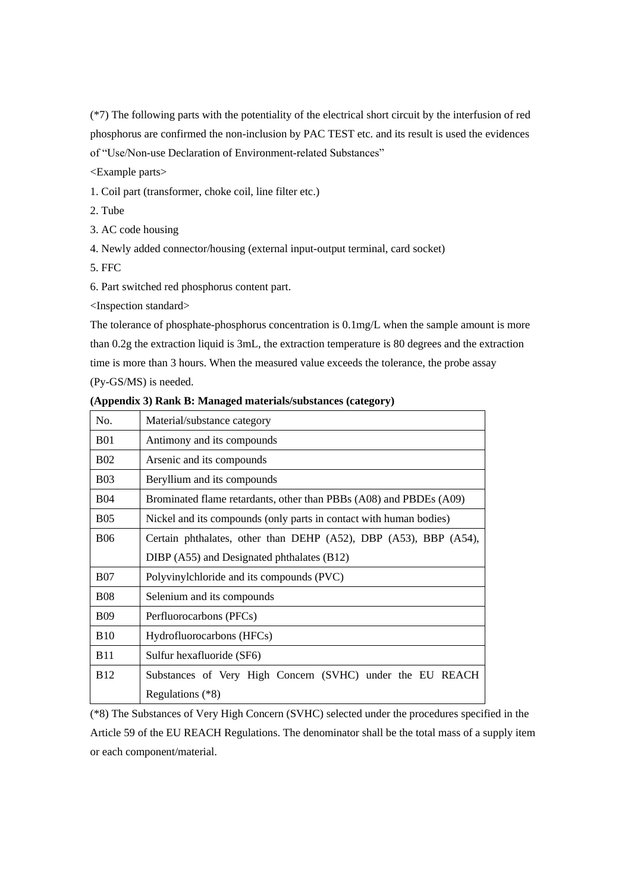(*7) The following parts with the potentiality of the electrical short circuit by the interfusion of red phosphorus are confirmed the non-inclusion by PAC TEST etc. and its result is used the evidences of “Use/Non-use Declaration of Environment-related Substances”

<Example parts>

1. Coil part (transformer, choke coil, line filter etc.)
2. Tube
3. AC code housing
4. Newly added connector/housing (external input-output terminal, card socket)
5. FFC
6. Part switched red phosphorus content part.

<Inspection standard>

The tolerance of phosphate-phosphorus concentration is 0.1mg/L when the sample amount is more than 0.2g the extraction liquid is 3mL, the extraction temperature is 80 degrees and the extraction time is more than 3 hours. When the measured value exceeds the tolerance, the probe assay (Py-GS/MS) is needed.

**(Appendix 3) Rank B: Managed materials/substances (category)**

| No. | Material/substance category |
|---|---|
| B01 | Antimony and its compounds |
| B02 | Arsenic and its compounds |
| B03 | Beryllium and its compounds |
| B04 | Brominated flame retardants, other than PBBs (A08) and PBDEs (A09) |
| B05 | Nickel and its compounds (only parts in contact with human bodies) |
| B06 | Certain phthalates, other than DEHP (A52), DBP (A53), BBP (A54), DIBP (A55) and Designated phthalates (B12) |
| B07 | Polyvinylchloride and its compounds (PVC) |
| B08 | Selenium and its compounds |
| B09 | Perfluorocarbons (PFCs) |
| B10 | Hydrofluorocarbons (HFCs) |
| B11 | Sulfur hexafluoride (SF6) |
| B12 | Substances of Very High Concern (SVHC) under the EU REACH Regulations (*8) |

(*8) The Substances of Very High Concern (SVHC) selected under the procedures specified in the Article 59 of the EU REACH Regulations. The denominator shall be the total mass of a supply item or each component/material.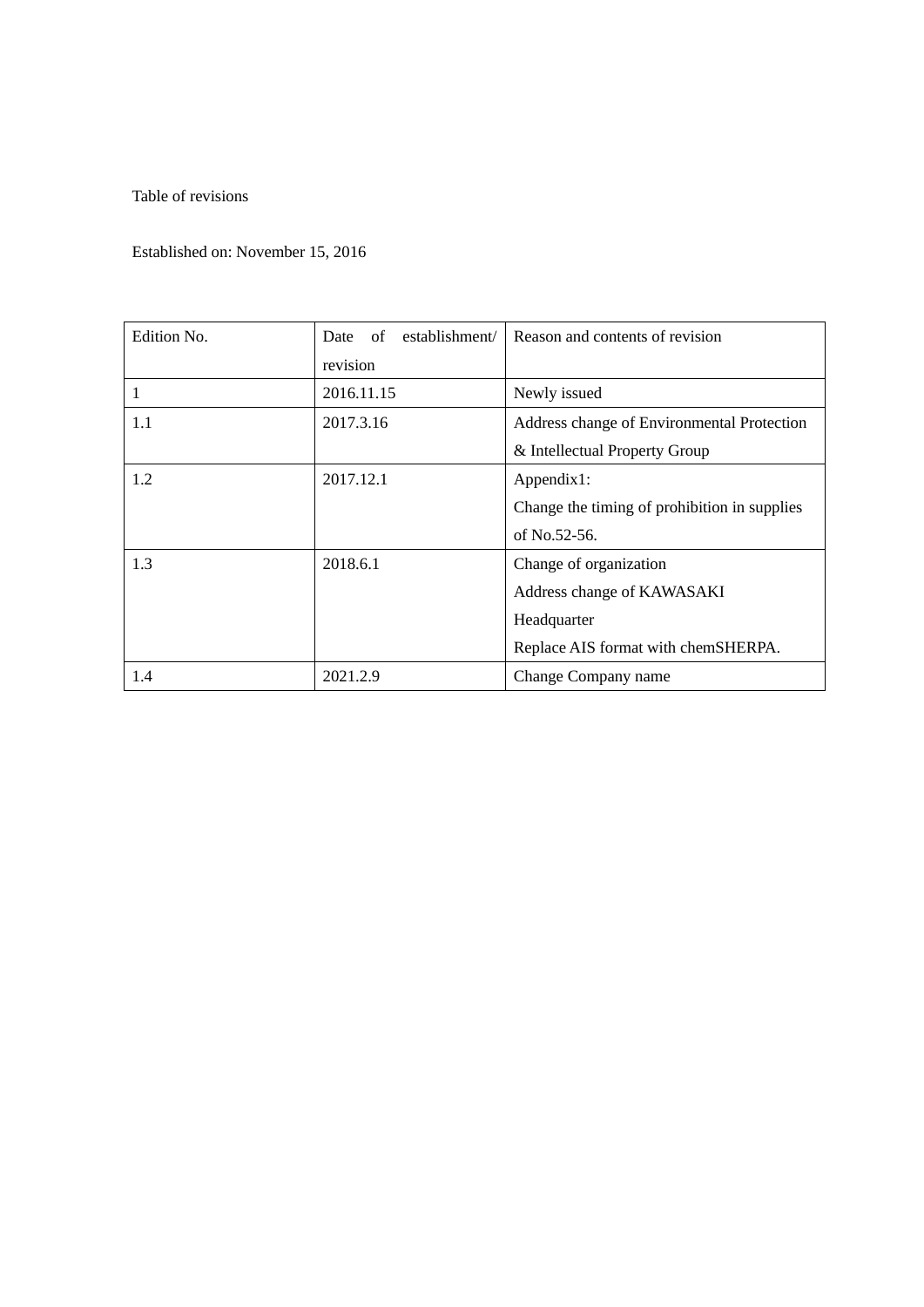Table of revisions

Established on: November 15, 2016

| Edition No. | Date of establishment/ revision | Reason and contents of revision |
| --- | --- | --- |
| 1 | 2016.11.15 | Newly issued |
| 1.1 | 2017.3.16 | Address change of Environmental Protection & Intellectual Property Group |
| 1.2 | 2017.12.1 | Appendix1:<br>Change the timing of prohibition in supplies of No.52-56. |
| 1.3 | 2018.6.1 | Change of organization<br>Address change of KAWASAKI Headquarter<br>Replace AIS format with chemSHERPA. |
| 1.4 | 2021.2.9 | Change Company name |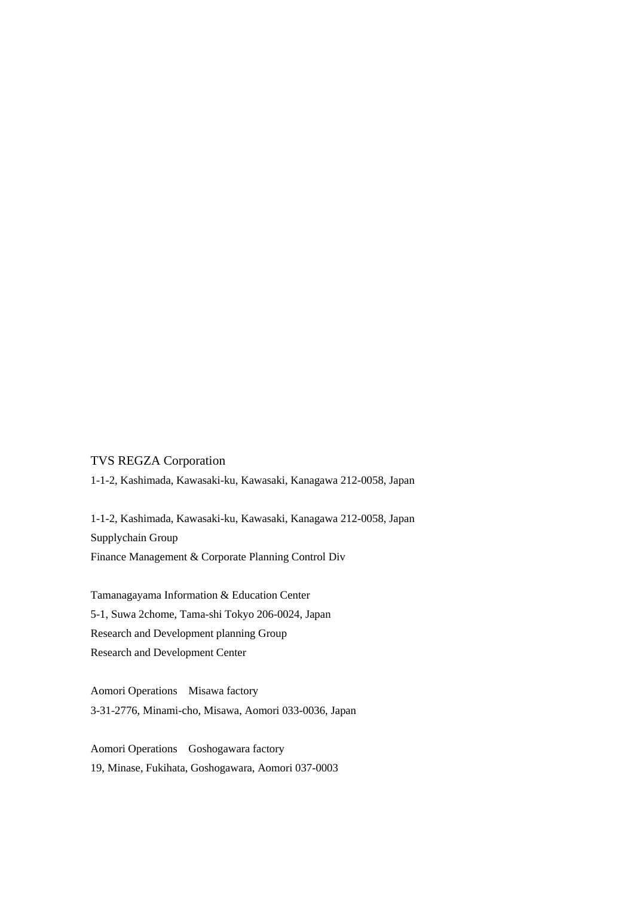TVS REGZA Corporation

1-1-2, Kashimada, Kawasaki-ku, Kawasaki, Kanagawa 212-0058, Japan

1-1-2, Kashimada, Kawasaki-ku, Kawasaki, Kanagawa 212-0058, Japan
Supplychain Group
Finance Management & Corporate Planning Control Div

Tamanagayama Information & Education Center
5-1, Suwa 2chome, Tama-shi Tokyo 206-0024, Japan
Research and Development planning Group
Research and Development Center

Aomori Operations　Misawa factory
3-31-2776, Minami-cho, Misawa, Aomori 033-0036, Japan

Aomori Operations　Goshogawara factory
19, Minase, Fukihata, Goshogawara, Aomori 037-0003